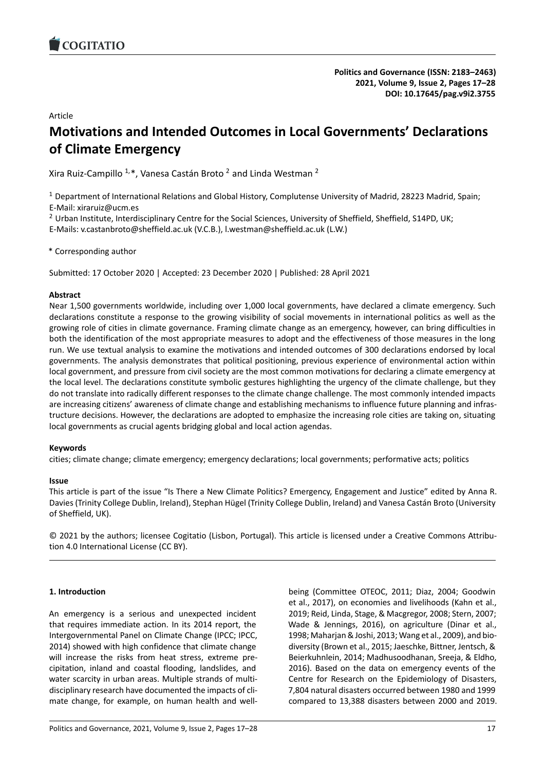Article

# Motivations and Intended Outcomes in Local Governments' Declarations of Climate Emergency

Xira Ruiz-Campillo [1,*], Vanesa Castán Broto [2] and Linda Westman [2]

[1] Department of International Relations and Global History, Complutense University of Madrid, 28223 Madrid, Spain; E-Mail: xiraruiz@ucm.es

[2] Urban Institute, Interdisciplinary Centre for the Social Sciences, University of Sheffield, Sheffield, S14PD, UK; E-Mails: v.castanbroto@sheffield.ac.uk (V.C.B.), l.westman@sheffield.ac.uk (L.W.)

\* Corresponding author

Submitted: 17 October 2020 | Accepted: 23 December 2020 | Published: 28 April 2021

**Abstract**

Near 1,500 governments worldwide, including over 1,000 local governments, have declared a climate emergency. Such declarations constitute a response to the growing visibility of social movements in international politics as well as the growing role of cities in climate governance. Framing climate change as an emergency, however, can bring difficulties in both the identification of the most appropriate measures to adopt and the effectiveness of those measures in the long run. We use textual analysis to examine the motivations and intended outcomes of 300 declarations endorsed by local governments. The analysis demonstrates that political positioning, previous experience of environmental action within local government, and pressure from civil society are the most common motivations for declaring a climate emergency at the local level. The declarations constitute symbolic gestures highlighting the urgency of the climate challenge, but they do not translate into radically different responses to the climate change challenge. The most commonly intended impacts are increasing citizens' awareness of climate change and establishing mechanisms to influence future planning and infrastructure decisions. However, the declarations are adopted to emphasize the increasing role cities are taking on, situating local governments as crucial agents bridging global and local action agendas.

**Keywords**

cities; climate change; climate emergency; emergency declarations; local governments; performative acts; politics

**Issue**

This article is part of the issue "Is There a New Climate Politics? Emergency, Engagement and Justice" edited by Anna R. Davies (Trinity College Dublin, Ireland), Stephan Hügel (Trinity College Dublin, Ireland) and Vanesa Castán Broto (University of Sheffield, UK).

© 2021 by the authors; licensee Cogitatio (Lisbon, Portugal). This article is licensed under a Creative Commons Attribution 4.0 International License (CC BY).

## 1. Introduction

An emergency is a serious and unexpected incident that requires immediate action. In its 2014 report, the Intergovernmental Panel on Climate Change (IPCC; IPCC, 2014) showed with high confidence that climate change will increase the risks from heat stress, extreme precipitation, inland and coastal flooding, landslides, and water scarcity in urban areas. Multiple strands of multidisciplinary research have documented the impacts of climate change, for example, on human health and well-being (Committee OTEOC, 2011; Diaz, 2004; Goodwin et al., 2017), on economies and livelihoods (Kahn et al., 2019; Reid, Linda, Stage, & Macgregor, 2008; Stern, 2007; Wade & Jennings, 2016), on agriculture (Dinar et al., 1998; Maharjan & Joshi, 2013; Wang et al., 2009), and biodiversity (Brown et al., 2015; Jaeschke, Bittner, Jentsch, & Beierkuhnlein, 2014; Madhusoodhanan, Sreeja, & Eldho, 2016). Based on the data on emergency events of the Centre for Research on the Epidemiology of Disasters, 7,804 natural disasters occurred between 1980 and 1999 compared to 13,388 disasters between 2000 and 2019.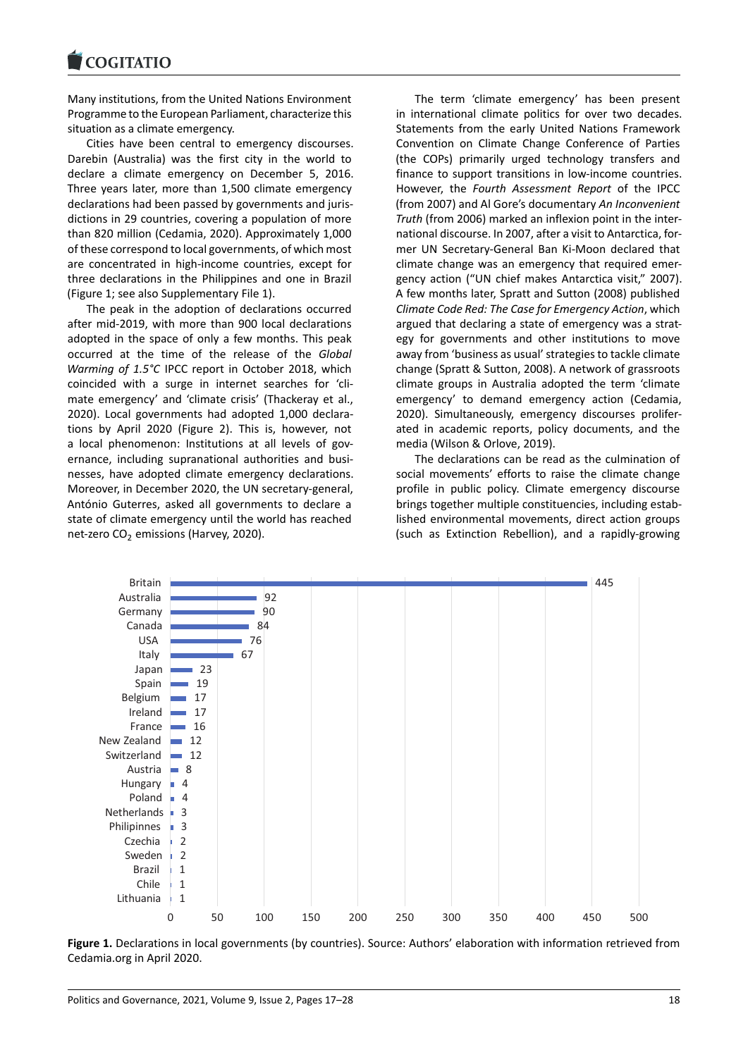Many institutions, from the United Nations Environment Programme to the European Parliament, characterize this situation as a climate emergency.

Cities have been central to emergency discourses. Darebin (Australia) was the first city in the world to declare a climate emergency on December 5, 2016. Three years later, more than 1,500 climate emergency declarations had been passed by governments and jurisdictions in 29 countries, covering a population of more than 820 million (Cedamia, 2020). Approximately 1,000 of these correspond to local governments, of which most are concentrated in high-income countries, except for three declarations in the Philippines and one in Brazil (Figure 1; see also Supplementary File 1).

The peak in the adoption of declarations occurred after mid-2019, with more than 900 local declarations adopted in the space of only a few months. This peak occurred at the time of the release of the *Global Warming of 1.5°C* IPCC report in October 2018, which coincided with a surge in internet searches for 'climate emergency' and 'climate crisis' (Thackeray et al., 2020). Local governments had adopted 1,000 declarations by April 2020 (Figure 2). This is, however, not a local phenomenon: Institutions at all levels of governance, including supranational authorities and businesses, have adopted climate emergency declarations. Moreover, in December 2020, the UN secretary-general, António Guterres, asked all governments to declare a state of climate emergency until the world has reached net-zero $CO_2$ emissions (Harvey, 2020).

The term 'climate emergency' has been present in international climate politics for over two decades. Statements from the early United Nations Framework Convention on Climate Change Conference of Parties (the COPs) primarily urged technology transfers and finance to support transitions in low-income countries. However, the *Fourth Assessment Report* of the IPCC (from 2007) and Al Gore's documentary *An Inconvenient Truth* (from 2006) marked an inflexion point in the international discourse. In 2007, after a visit to Antarctica, former UN Secretary-General Ban Ki-Moon declared that climate change was an emergency that required emergency action ("UN chief makes Antarctica visit," 2007). A few months later, Spratt and Sutton (2008) published *Climate Code Red: The Case for Emergency Action*, which argued that declaring a state of emergency was a strategy for governments and other institutions to move away from 'business as usual' strategies to tackle climate change (Spratt & Sutton, 2008). A network of grassroots climate groups in Australia adopted the term 'climate emergency' to demand emergency action (Cedamia, 2020). Simultaneously, emergency discourses proliferated in academic reports, policy documents, and the media (Wilson & Orlove, 2019).

The declarations can be read as the culmination of social movements' efforts to raise the climate change profile in public policy. Climate emergency discourse brings together multiple constituencies, including established environmental movements, direct action groups (such as Extinction Rebellion), and a rapidly-growing

| Country | Declarations |
|---|---|
| Britain | 445 |
| Australia | 92 |
| Germany | 90 |
| Canada | 84 |
| USA | 76 |
| Italy | 67 |
| Japan | 23 |
| Spain | 19 |
| Belgium | 17 |
| Ireland | 17 |
| France | 16 |
| New Zealand | 12 |
| Switzerland | 12 |
| Austria | 8 |
| Hungary | 4 |
| Poland | 4 |
| Netherlands | 3 |
| Philipinnes | 3 |
| Czechia | 2 |
| Sweden | 2 |
| Brazil | 1 |
| Chile | 1 |
| Lithuania | 1 |

**Figure 1.** Declarations in local governments (by countries). Source: Authors' elaboration with information retrieved from Cedamia.org in April 2020.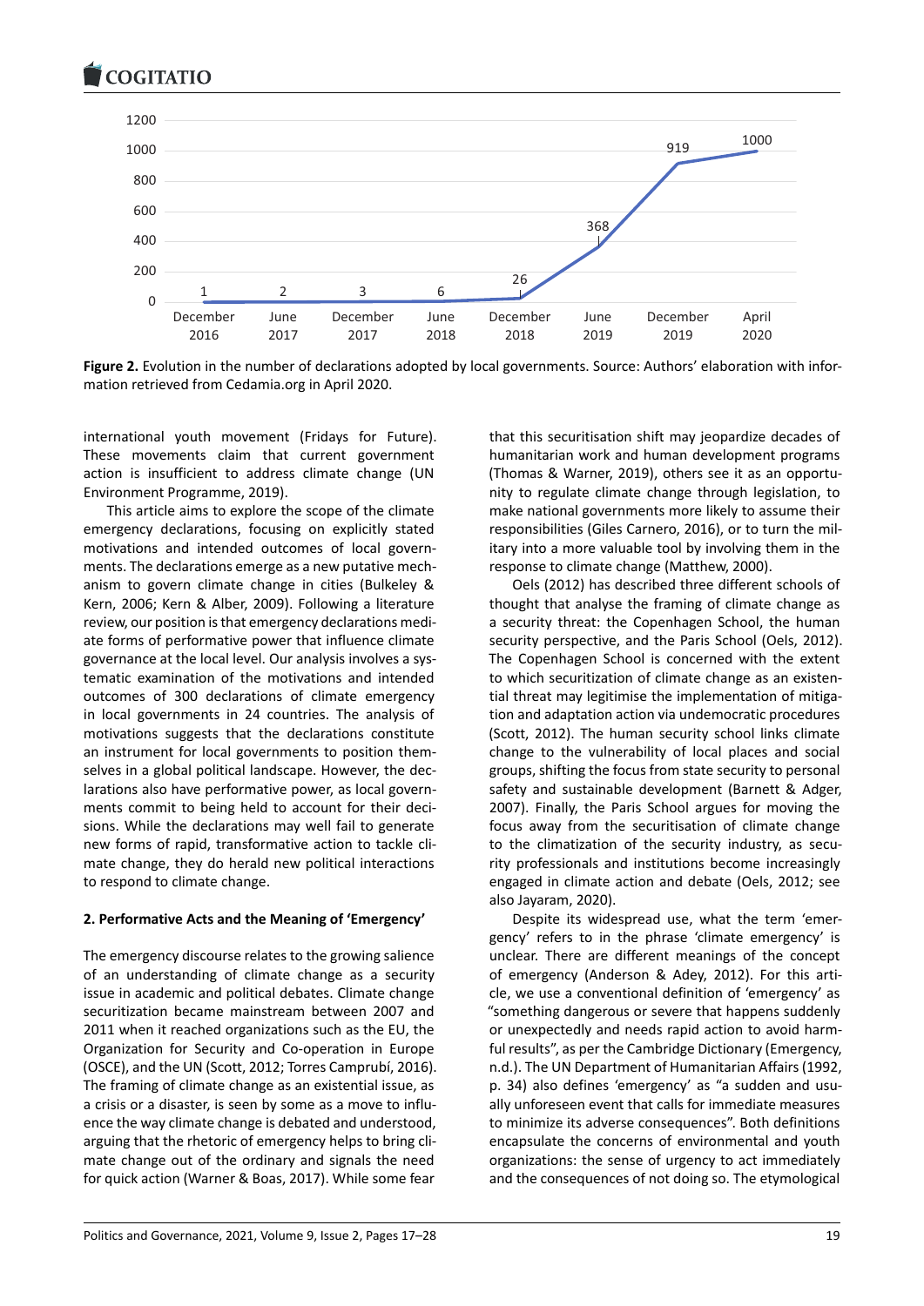**Figure 2.** Evolution in the number of declarations adopted by local governments. Source: Authors' elaboration with information retrieved from Cedamia.org in April 2020.

international youth movement (Fridays for Future). These movements claim that current government action is insufficient to address climate change (UN Environment Programme, 2019).

This article aims to explore the scope of the climate emergency declarations, focusing on explicitly stated motivations and intended outcomes of local governments. The declarations emerge as a new putative mechanism to govern climate change in cities (Bulkeley & Kern, 2006; Kern & Alber, 2009). Following a literature review, our position is that emergency declarations mediate forms of performative power that influence climate governance at the local level. Our analysis involves a systematic examination of the motivations and intended outcomes of 300 declarations of climate emergency in local governments in 24 countries. The analysis of motivations suggests that the declarations constitute an instrument for local governments to position themselves in a global political landscape. However, the declarations also have performative power, as local governments commit to being held to account for their decisions. While the declarations may well fail to generate new forms of rapid, transformative action to tackle climate change, they do herald new political interactions to respond to climate change.

## 2. Performative Acts and the Meaning of 'Emergency'

The emergency discourse relates to the growing salience of an understanding of climate change as a security issue in academic and political debates. Climate change securitization became mainstream between 2007 and 2011 when it reached organizations such as the EU, the Organization for Security and Co-operation in Europe (OSCE), and the UN (Scott, 2012; Torres Camprubí, 2016). The framing of climate change as an existential issue, as a crisis or a disaster, is seen by some as a move to influence the way climate change is debated and understood, arguing that the rhetoric of emergency helps to bring climate change out of the ordinary and signals the need for quick action (Warner & Boas, 2017). While some fear that this securitisation shift may jeopardize decades of humanitarian work and human development programs (Thomas & Warner, 2019), others see it as an opportunity to regulate climate change through legislation, to make national governments more likely to assume their responsibilities (Giles Carnero, 2016), or to turn the military into a more valuable tool by involving them in the response to climate change (Matthew, 2000).

Oels (2012) has described three different schools of thought that analyse the framing of climate change as a security threat: the Copenhagen School, the human security perspective, and the Paris School (Oels, 2012). The Copenhagen School is concerned with the extent to which securitization of climate change as an existential threat may legitimise the implementation of mitigation and adaptation action via undemocratic procedures (Scott, 2012). The human security school links climate change to the vulnerability of local places and social groups, shifting the focus from state security to personal safety and sustainable development (Barnett & Adger, 2007). Finally, the Paris School argues for moving the focus away from the securitisation of climate change to the climatization of the security industry, as security professionals and institutions become increasingly engaged in climate action and debate (Oels, 2012; see also Jayaram, 2020).

Despite its widespread use, what the term 'emergency' refers to in the phrase 'climate emergency' is unclear. There are different meanings of the concept of emergency (Anderson & Adey, 2012). For this article, we use a conventional definition of 'emergency' as "something dangerous or severe that happens suddenly or unexpectedly and needs rapid action to avoid harmful results", as per the Cambridge Dictionary (Emergency, n.d.). The UN Department of Humanitarian Affairs (1992, p. 34) also defines 'emergency' as "a sudden and usually unforeseen event that calls for immediate measures to minimize its adverse consequences". Both definitions encapsulate the concerns of environmental and youth organizations: the sense of urgency to act immediately and the consequences of not doing so. The etymological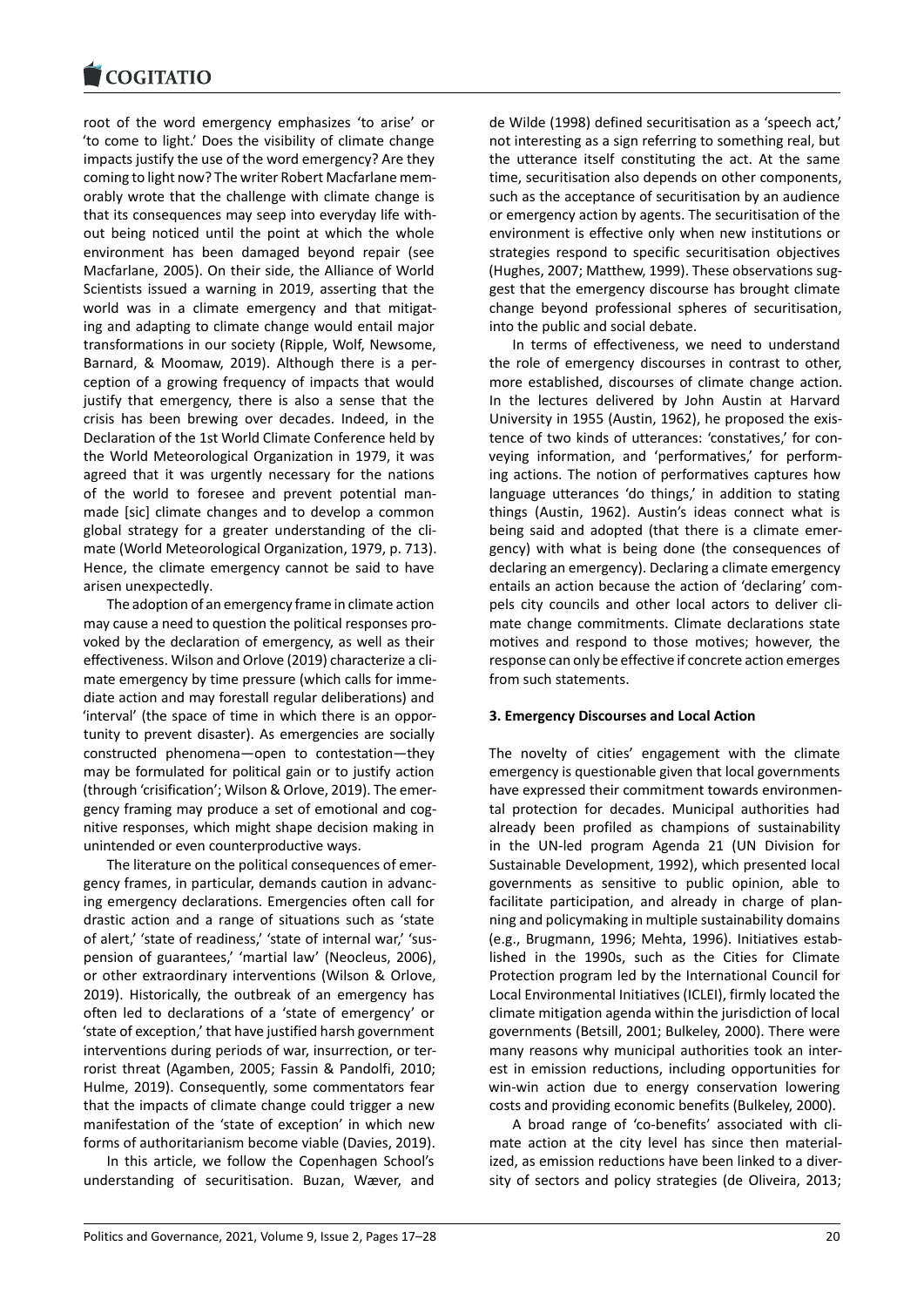root of the word emergency emphasizes 'to arise' or 'to come to light.' Does the visibility of climate change impacts justify the use of the word emergency? Are they coming to light now? The writer Robert Macfarlane memorably wrote that the challenge with climate change is that its consequences may seep into everyday life without being noticed until the point at which the whole environment has been damaged beyond repair (see Macfarlane, 2005). On their side, the Alliance of World Scientists issued a warning in 2019, asserting that the world was in a climate emergency and that mitigating and adapting to climate change would entail major transformations in our society (Ripple, Wolf, Newsome, Barnard, & Moomaw, 2019). Although there is a perception of a growing frequency of impacts that would justify that emergency, there is also a sense that the crisis has been brewing over decades. Indeed, in the Declaration of the 1st World Climate Conference held by the World Meteorological Organization in 1979, it was agreed that it was urgently necessary for the nations of the world to foresee and prevent potential man-made [sic] climate changes and to develop a common global strategy for a greater understanding of the climate (World Meteorological Organization, 1979, p. 713). Hence, the climate emergency cannot be said to have arisen unexpectedly.

The adoption of an emergency frame in climate action may cause a need to question the political responses provoked by the declaration of emergency, as well as their effectiveness. Wilson and Orlove (2019) characterize a climate emergency by time pressure (which calls for immediate action and may forestall regular deliberations) and 'interval' (the space of time in which there is an opportunity to prevent disaster). As emergencies are socially constructed phenomena—open to contestation—they may be formulated for political gain or to justify action (through 'crisification'; Wilson & Orlove, 2019). The emergency framing may produce a set of emotional and cognitive responses, which might shape decision making in unintended or even counterproductive ways.

The literature on the political consequences of emergency frames, in particular, demands caution in advancing emergency declarations. Emergencies often call for drastic action and a range of situations such as 'state of alert,' 'state of readiness,' 'state of internal war,' 'suspension of guarantees,' 'martial law' (Neocleus, 2006), or other extraordinary interventions (Wilson & Orlove, 2019). Historically, the outbreak of an emergency has often led to declarations of a 'state of emergency' or 'state of exception,' that have justified harsh government interventions during periods of war, insurrection, or terrorist threat (Agamben, 2005; Fassin & Pandolfi, 2010; Hulme, 2019). Consequently, some commentators fear that the impacts of climate change could trigger a new manifestation of the 'state of exception' in which new forms of authoritarianism become viable (Davies, 2019).

In this article, we follow the Copenhagen School's understanding of securitisation. Buzan, Wæver, and de Wilde (1998) defined securitisation as a 'speech act,' not interesting as a sign referring to something real, but the utterance itself constituting the act. At the same time, securitisation also depends on other components, such as the acceptance of securitisation by an audience or emergency action by agents. The securitisation of the environment is effective only when new institutions or strategies respond to specific securitisation objectives (Hughes, 2007; Matthew, 1999). These observations suggest that the emergency discourse has brought climate change beyond professional spheres of securitisation, into the public and social debate.

In terms of effectiveness, we need to understand the role of emergency discourses in contrast to other, more established, discourses of climate change action. In the lectures delivered by John Austin at Harvard University in 1955 (Austin, 1962), he proposed the existence of two kinds of utterances: 'constatives,' for conveying information, and 'performatives,' for performing actions. The notion of performatives captures how language utterances 'do things,' in addition to stating things (Austin, 1962). Austin's ideas connect what is being said and adopted (that there is a climate emergency) with what is being done (the consequences of declaring an emergency). Declaring a climate emergency entails an action because the action of 'declaring' compels city councils and other local actors to deliver climate change commitments. Climate declarations state motives and respond to those motives; however, the response can only be effective if concrete action emerges from such statements.

## 3. Emergency Discourses and Local Action

The novelty of cities' engagement with the climate emergency is questionable given that local governments have expressed their commitment towards environmental protection for decades. Municipal authorities had already been profiled as champions of sustainability in the UN-led program Agenda 21 (UN Division for Sustainable Development, 1992), which presented local governments as sensitive to public opinion, able to facilitate participation, and already in charge of planning and policymaking in multiple sustainability domains (e.g., Brugmann, 1996; Mehta, 1996). Initiatives established in the 1990s, such as the Cities for Climate Protection program led by the International Council for Local Environmental Initiatives (ICLEI), firmly located the climate mitigation agenda within the jurisdiction of local governments (Betsill, 2001; Bulkeley, 2000). There were many reasons why municipal authorities took an interest in emission reductions, including opportunities for win-win action due to energy conservation lowering costs and providing economic benefits (Bulkeley, 2000).

A broad range of 'co-benefits' associated with climate action at the city level has since then materialized, as emission reductions have been linked to a diversity of sectors and policy strategies (de Oliveira, 2013;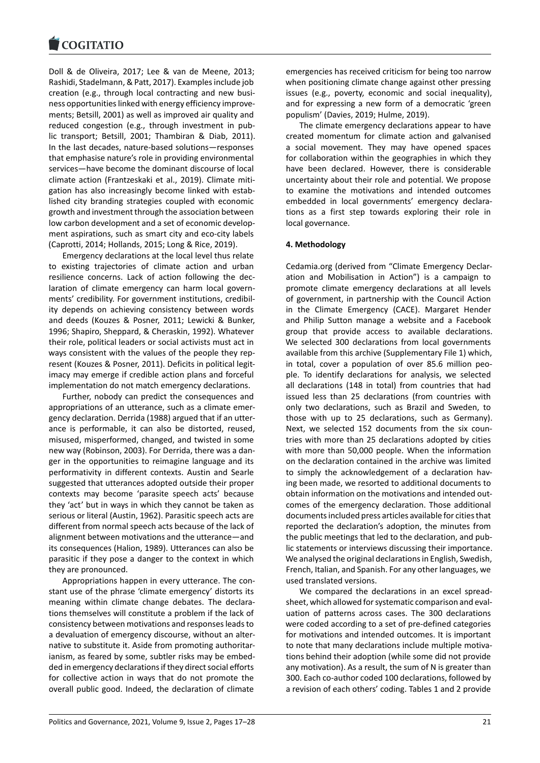Doll & de Oliveira, 2017; Lee & van de Meene, 2013; Rashidi, Stadelmann, & Patt, 2017). Examples include job creation (e.g., through local contracting and new business opportunities linked with energy efficiency improvements; Betsill, 2001) as well as improved air quality and reduced congestion (e.g., through investment in public transport; Betsill, 2001; Thambiran & Diab, 2011). In the last decades, nature-based solutions—responses that emphasise nature's role in providing environmental services—have become the dominant discourse of local climate action (Frantzeskaki et al., 2019). Climate mitigation has also increasingly become linked with established city branding strategies coupled with economic growth and investment through the association between low carbon development and a set of economic development aspirations, such as smart city and eco-city labels (Caprotti, 2014; Hollands, 2015; Long & Rice, 2019).

Emergency declarations at the local level thus relate to existing trajectories of climate action and urban resilience concerns. Lack of action following the declaration of climate emergency can harm local governments' credibility. For government institutions, credibility depends on achieving consistency between words and deeds (Kouzes & Posner, 2011; Lewicki & Bunker, 1996; Shapiro, Sheppard, & Cheraskin, 1992). Whatever their role, political leaders or social activists must act in ways consistent with the values of the people they represent (Kouzes & Posner, 2011). Deficits in political legitimacy may emerge if credible action plans and forceful implementation do not match emergency declarations.

Further, nobody can predict the consequences and appropriations of an utterance, such as a climate emergency declaration. Derrida (1988) argued that if an utterance is performable, it can also be distorted, reused, misused, misperformed, changed, and twisted in some new way (Robinson, 2003). For Derrida, there was a danger in the opportunities to reimagine language and its performativity in different contexts. Austin and Searle suggested that utterances adopted outside their proper contexts may become 'parasite speech acts' because they 'act' but in ways in which they cannot be taken as serious or literal (Austin, 1962). Parasitic speech acts are different from normal speech acts because of the lack of alignment between motivations and the utterance—and its consequences (Halion, 1989). Utterances can also be parasitic if they pose a danger to the context in which they are pronounced.

Appropriations happen in every utterance. The constant use of the phrase 'climate emergency' distorts its meaning within climate change debates. The declarations themselves will constitute a problem if the lack of consistency between motivations and responses leads to a devaluation of emergency discourse, without an alternative to substitute it. Aside from promoting authoritarianism, as feared by some, subtler risks may be embedded in emergency declarations if they direct social efforts for collective action in ways that do not promote the overall public good. Indeed, the declaration of climate emergencies has received criticism for being too narrow when positioning climate change against other pressing issues (e.g., poverty, economic and social inequality), and for expressing a new form of a democratic 'green populism' (Davies, 2019; Hulme, 2019).

The climate emergency declarations appear to have created momentum for climate action and galvanised a social movement. They may have opened spaces for collaboration within the geographies in which they have been declared. However, there is considerable uncertainty about their role and potential. We propose to examine the motivations and intended outcomes embedded in local governments' emergency declarations as a first step towards exploring their role in local governance.

## 4. Methodology

Cedamia.org (derived from "Climate Emergency Declaration and Mobilisation in Action") is a campaign to promote climate emergency declarations at all levels of government, in partnership with the Council Action in the Climate Emergency (CACE). Margaret Hender and Philip Sutton manage a website and a Facebook group that provide access to available declarations. We selected 300 declarations from local governments available from this archive (Supplementary File 1) which, in total, cover a population of over 85.6 million people. To identify declarations for analysis, we selected all declarations (148 in total) from countries that had issued less than 25 declarations (from countries with only two declarations, such as Brazil and Sweden, to those with up to 25 declarations, such as Germany). Next, we selected 152 documents from the six countries with more than 25 declarations adopted by cities with more than 50,000 people. When the information on the declaration contained in the archive was limited to simply the acknowledgement of a declaration having been made, we resorted to additional documents to obtain information on the motivations and intended outcomes of the emergency declaration. Those additional documents included press articles available for cities that reported the declaration's adoption, the minutes from the public meetings that led to the declaration, and public statements or interviews discussing their importance. We analysed the original declarations in English, Swedish, French, Italian, and Spanish. For any other languages, we used translated versions.

We compared the declarations in an excel spreadsheet, which allowed for systematic comparison and evaluation of patterns across cases. The 300 declarations were coded according to a set of pre-defined categories for motivations and intended outcomes. It is important to note that many declarations include multiple motivations behind their adoption (while some did not provide any motivation). As a result, the sum of N is greater than 300. Each co-author coded 100 declarations, followed by a revision of each others' coding. Tables 1 and 2 provide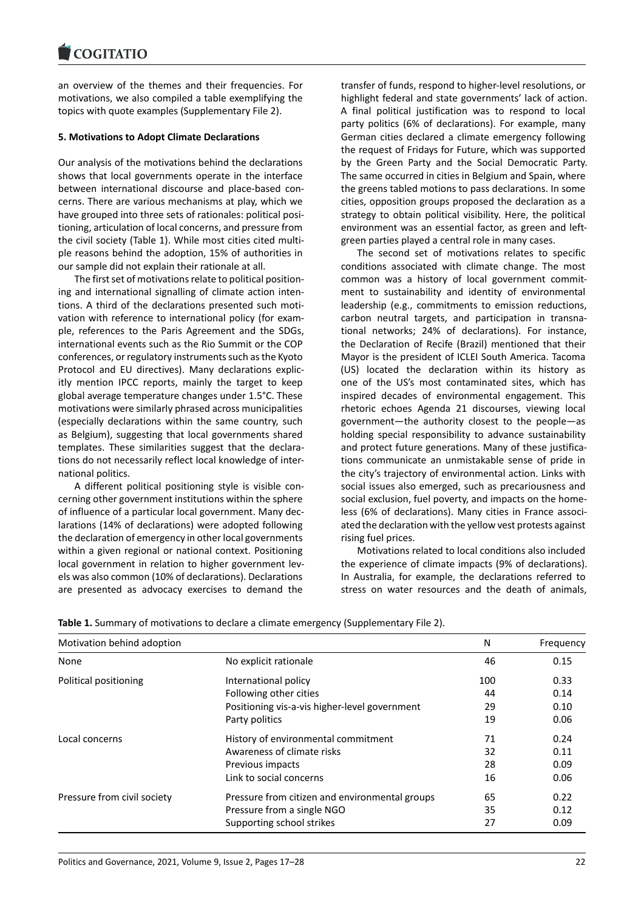an overview of the themes and their frequencies. For motivations, we also compiled a table exemplifying the topics with quote examples (Supplementary File 2).

## 5. Motivations to Adopt Climate Declarations

Our analysis of the motivations behind the declarations shows that local governments operate in the interface between international discourse and place-based concerns. There are various mechanisms at play, which we have grouped into three sets of rationales: political positioning, articulation of local concerns, and pressure from the civil society (Table 1). While most cities cited multiple reasons behind the adoption, 15% of authorities in our sample did not explain their rationale at all.

The first set of motivations relate to political positioning and international signalling of climate action intentions. A third of the declarations presented such motivation with reference to international policy (for example, references to the Paris Agreement and the SDGs, international events such as the Rio Summit or the COP conferences, or regulatory instruments such as the Kyoto Protocol and EU directives). Many declarations explicitly mention IPCC reports, mainly the target to keep global average temperature changes under 1.5°C. These motivations were similarly phrased across municipalities (especially declarations within the same country, such as Belgium), suggesting that local governments shared templates. These similarities suggest that the declarations do not necessarily reflect local knowledge of international politics.

A different political positioning style is visible concerning other government institutions within the sphere of influence of a particular local government. Many declarations (14% of declarations) were adopted following the declaration of emergency in other local governments within a given regional or national context. Positioning local government in relation to higher government levels was also common (10% of declarations). Declarations are presented as advocacy exercises to demand the transfer of funds, respond to higher-level resolutions, or highlight federal and state governments' lack of action. A final political justification was to respond to local party politics (6% of declarations). For example, many German cities declared a climate emergency following the request of Fridays for Future, which was supported by the Green Party and the Social Democratic Party. The same occurred in cities in Belgium and Spain, where the greens tabled motions to pass declarations. In some cities, opposition groups proposed the declaration as a strategy to obtain political visibility. Here, the political environment was an essential factor, as green and left-green parties played a central role in many cases.

The second set of motivations relates to specific conditions associated with climate change. The most common was a history of local government commitment to sustainability and identity of environmental leadership (e.g., commitments to emission reductions, carbon neutral targets, and participation in transnational networks; 24% of declarations). For instance, the Declaration of Recife (Brazil) mentioned that their Mayor is the president of ICLEI South America. Tacoma (US) located the declaration within its history as one of the US's most contaminated sites, which has inspired decades of environmental engagement. This rhetoric echoes Agenda 21 discourses, viewing local government—the authority closest to the people—as holding special responsibility to advance sustainability and protect future generations. Many of these justifications communicate an unmistakable sense of pride in the city's trajectory of environmental action. Links with social issues also emerged, such as precariousness and social exclusion, fuel poverty, and impacts on the homeless (6% of declarations). Many cities in France associated the declaration with the yellow vest protests against rising fuel prices.

Motivations related to local conditions also included the experience of climate impacts (9% of declarations). In Australia, for example, the declarations referred to stress on water resources and the death of animals,

**Table 1.** Summary of motivations to declare a climate emergency (Supplementary File 2).

| Motivation behind adoption | | N | Frequency |
|---|---|---|---|
| None | No explicit rationale | 46 | 0.15 |
| Political positioning | International policy | 100 | 0.33 |
| | Following other cities | 44 | 0.14 |
| | Positioning vis-a-vis higher-level government | 29 | 0.10 |
| | Party politics | 19 | 0.06 |
| Local concerns | History of environmental commitment | 71 | 0.24 |
| | Awareness of climate risks | 32 | 0.11 |
| | Previous impacts | 28 | 0.09 |
| | Link to social concerns | 16 | 0.06 |
| Pressure from civil society | Pressure from citizen and environmental groups | 65 | 0.22 |
| | Pressure from a single NGO | 35 | 0.12 |
| | Supporting school strikes | 27 | 0.09 |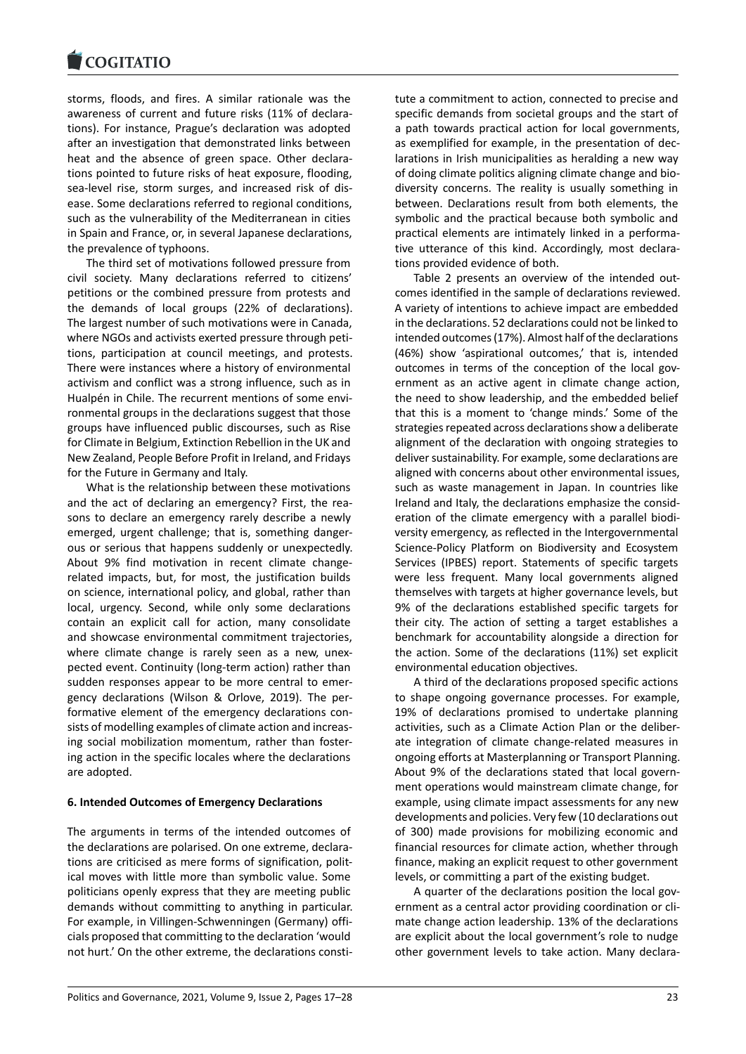storms, floods, and fires. A similar rationale was the awareness of current and future risks (11% of declarations). For instance, Prague's declaration was adopted after an investigation that demonstrated links between heat and the absence of green space. Other declarations pointed to future risks of heat exposure, flooding, sea-level rise, storm surges, and increased risk of disease. Some declarations referred to regional conditions, such as the vulnerability of the Mediterranean in cities in Spain and France, or, in several Japanese declarations, the prevalence of typhoons.

The third set of motivations followed pressure from civil society. Many declarations referred to citizens' petitions or the combined pressure from protests and the demands of local groups (22% of declarations). The largest number of such motivations were in Canada, where NGOs and activists exerted pressure through petitions, participation at council meetings, and protests. There were instances where a history of environmental activism and conflict was a strong influence, such as in Hualpén in Chile. The recurrent mentions of some environmental groups in the declarations suggest that those groups have influenced public discourses, such as Rise for Climate in Belgium, Extinction Rebellion in the UK and New Zealand, People Before Profit in Ireland, and Fridays for the Future in Germany and Italy.

What is the relationship between these motivations and the act of declaring an emergency? First, the reasons to declare an emergency rarely describe a newly emerged, urgent challenge; that is, something dangerous or serious that happens suddenly or unexpectedly. About 9% find motivation in recent climate change-related impacts, but, for most, the justification builds on science, international policy, and global, rather than local, urgency. Second, while only some declarations contain an explicit call for action, many consolidate and showcase environmental commitment trajectories, where climate change is rarely seen as a new, unexpected event. Continuity (long-term action) rather than sudden responses appear to be more central to emergency declarations (Wilson & Orlove, 2019). The performative element of the emergency declarations consists of modelling examples of climate action and increasing social mobilization momentum, rather than fostering action in the specific locales where the declarations are adopted.

## 6. Intended Outcomes of Emergency Declarations

The arguments in terms of the intended outcomes of the declarations are polarised. On one extreme, declarations are criticised as mere forms of signification, political moves with little more than symbolic value. Some politicians openly express that they are meeting public demands without committing to anything in particular. For example, in Villingen-Schwenningen (Germany) officials proposed that committing to the declaration 'would not hurt.' On the other extreme, the declarations constitute a commitment to action, connected to precise and specific demands from societal groups and the start of a path towards practical action for local governments, as exemplified for example, in the presentation of declarations in Irish municipalities as heralding a new way of doing climate politics aligning climate change and biodiversity concerns. The reality is usually something in between. Declarations result from both elements, the symbolic and the practical because both symbolic and practical elements are intimately linked in a performative utterance of this kind. Accordingly, most declarations provided evidence of both.

Table 2 presents an overview of the intended outcomes identified in the sample of declarations reviewed. A variety of intentions to achieve impact are embedded in the declarations. 52 declarations could not be linked to intended outcomes (17%). Almost half of the declarations (46%) show 'aspirational outcomes,' that is, intended outcomes in terms of the conception of the local government as an active agent in climate change action, the need to show leadership, and the embedded belief that this is a moment to 'change minds.' Some of the strategies repeated across declarations show a deliberate alignment of the declaration with ongoing strategies to deliver sustainability. For example, some declarations are aligned with concerns about other environmental issues, such as waste management in Japan. In countries like Ireland and Italy, the declarations emphasize the consideration of the climate emergency with a parallel biodiversity emergency, as reflected in the Intergovernmental Science-Policy Platform on Biodiversity and Ecosystem Services (IPBES) report. Statements of specific targets were less frequent. Many local governments aligned themselves with targets at higher governance levels, but 9% of the declarations established specific targets for their city. The action of setting a target establishes a benchmark for accountability alongside a direction for the action. Some of the declarations (11%) set explicit environmental education objectives.

A third of the declarations proposed specific actions to shape ongoing governance processes. For example, 19% of declarations promised to undertake planning activities, such as a Climate Action Plan or the deliberate integration of climate change-related measures in ongoing efforts at Masterplanning or Transport Planning. About 9% of the declarations stated that local government operations would mainstream climate change, for example, using climate impact assessments for any new developments and policies. Very few (10 declarations out of 300) made provisions for mobilizing economic and financial resources for climate action, whether through finance, making an explicit request to other government levels, or committing a part of the existing budget.

A quarter of the declarations position the local government as a central actor providing coordination or climate change action leadership. 13% of the declarations are explicit about the local government's role to nudge other government levels to take action. Many declara-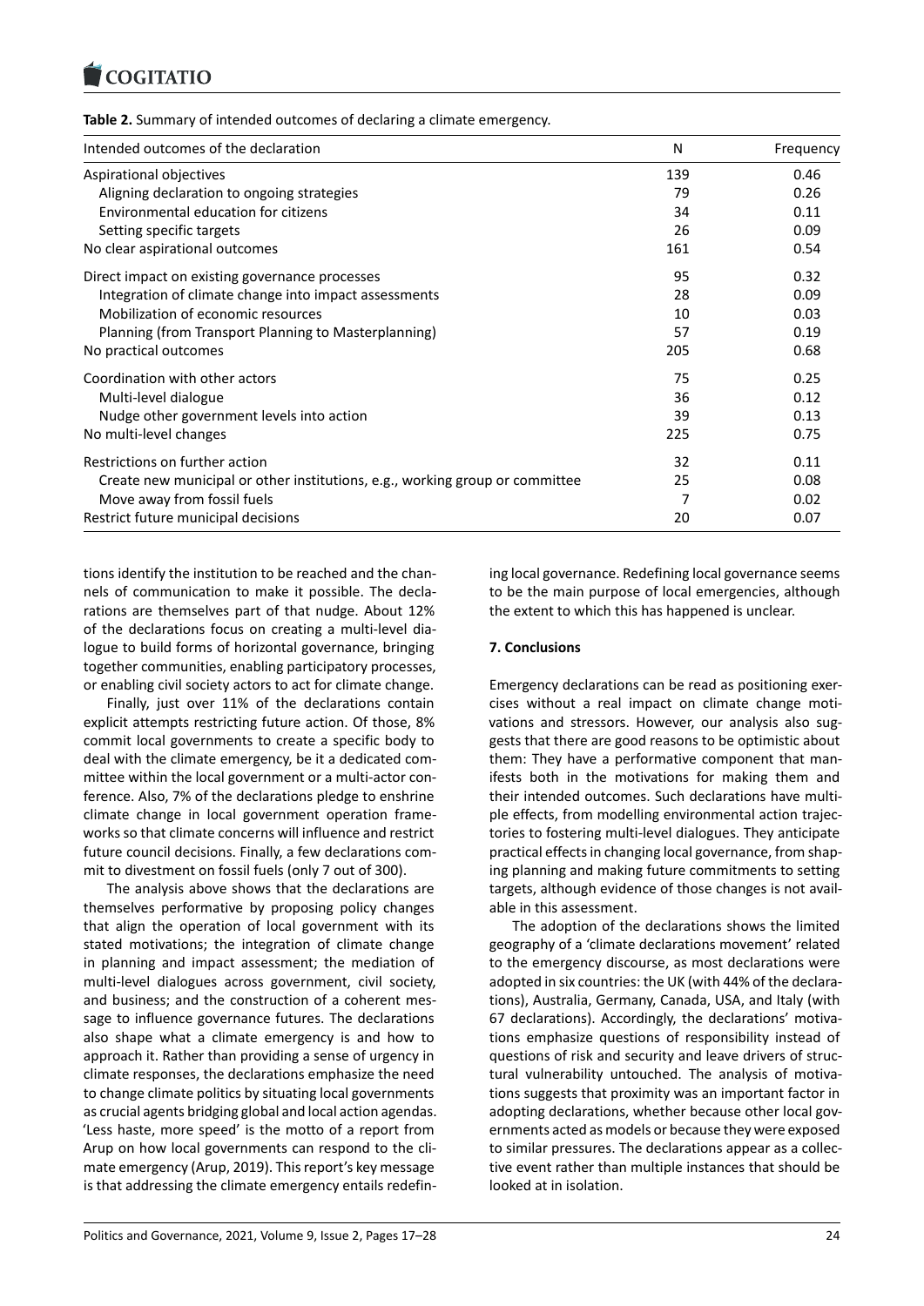**Table 2.** Summary of intended outcomes of declaring a climate emergency.

| Intended outcomes of the declaration | N | Frequency |
|---|---|---|
| Aspirational objectives | 139 | 0.46 |
| Aligning declaration to ongoing strategies | 79 | 0.26 |
| Environmental education for citizens | 34 | 0.11 |
| Setting specific targets | 26 | 0.09 |
| No clear aspirational outcomes | 161 | 0.54 |
| Direct impact on existing governance processes | 95 | 0.32 |
| Integration of climate change into impact assessments | 28 | 0.09 |
| Mobilization of economic resources | 10 | 0.03 |
| Planning (from Transport Planning to Masterplanning) | 57 | 0.19 |
| No practical outcomes | 205 | 0.68 |
| Coordination with other actors | 75 | 0.25 |
| Multi-level dialogue | 36 | 0.12 |
| Nudge other government levels into action | 39 | 0.13 |
| No multi-level changes | 225 | 0.75 |
| Restrictions on further action | 32 | 0.11 |
| Create new municipal or other institutions, e.g., working group or committee | 25 | 0.08 |
| Move away from fossil fuels | 7 | 0.02 |
| Restrict future municipal decisions | 20 | 0.07 |

tions identify the institution to be reached and the channels of communication to make it possible. The declarations are themselves part of that nudge. About 12% of the declarations focus on creating a multi-level dialogue to build forms of horizontal governance, bringing together communities, enabling participatory processes, or enabling civil society actors to act for climate change.

Finally, just over 11% of the declarations contain explicit attempts restricting future action. Of those, 8% commit local governments to create a specific body to deal with the climate emergency, be it a dedicated committee within the local government or a multi-actor conference. Also, 7% of the declarations pledge to enshrine climate change in local government operation frameworks so that climate concerns will influence and restrict future council decisions. Finally, a few declarations commit to divestment on fossil fuels (only 7 out of 300).

The analysis above shows that the declarations are themselves performative by proposing policy changes that align the operation of local government with its stated motivations; the integration of climate change in planning and impact assessment; the mediation of multi-level dialogues across government, civil society, and business; and the construction of a coherent message to influence governance futures. The declarations also shape what a climate emergency is and how to approach it. Rather than providing a sense of urgency in climate responses, the declarations emphasize the need to change climate politics by situating local governments as crucial agents bridging global and local action agendas. 'Less haste, more speed' is the motto of a report from Arup on how local governments can respond to the climate emergency (Arup, 2019). This report's key message is that addressing the climate emergency entails redefining local governance. Redefining local governance seems to be the main purpose of local emergencies, although the extent to which this has happened is unclear.

## 7. Conclusions

Emergency declarations can be read as positioning exercises without a real impact on climate change motivations and stressors. However, our analysis also suggests that there are good reasons to be optimistic about them: They have a performative component that manifests both in the motivations for making them and their intended outcomes. Such declarations have multiple effects, from modelling environmental action trajectories to fostering multi-level dialogues. They anticipate practical effects in changing local governance, from shaping planning and making future commitments to setting targets, although evidence of those changes is not available in this assessment.

The adoption of the declarations shows the limited geography of a 'climate declarations movement' related to the emergency discourse, as most declarations were adopted in six countries: the UK (with 44% of the declarations), Australia, Germany, Canada, USA, and Italy (with 67 declarations). Accordingly, the declarations' motivations emphasize questions of responsibility instead of questions of risk and security and leave drivers of structural vulnerability untouched. The analysis of motivations suggests that proximity was an important factor in adopting declarations, whether because other local governments acted as models or because they were exposed to similar pressures. The declarations appear as a collective event rather than multiple instances that should be looked at in isolation.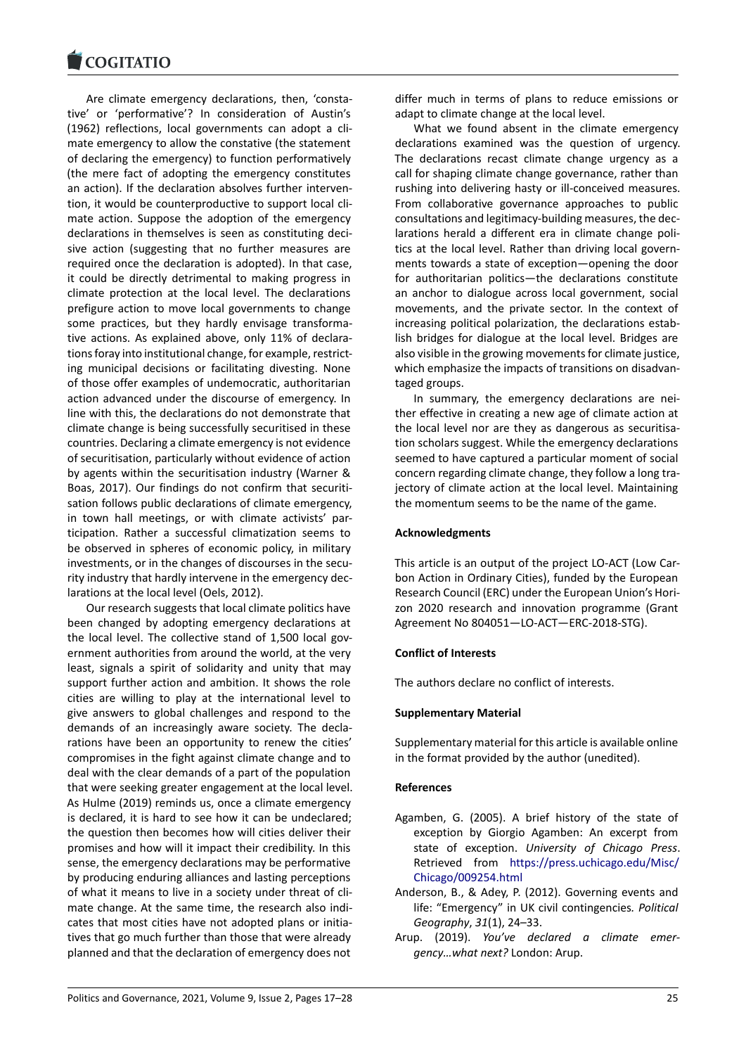Are climate emergency declarations, then, 'constative' or 'performative'? In consideration of Austin's (1962) reflections, local governments can adopt a climate emergency to allow the constative (the statement of declaring the emergency) to function performatively (the mere fact of adopting the emergency constitutes an action). If the declaration absolves further intervention, it would be counterproductive to support local climate action. Suppose the adoption of the emergency declarations in themselves is seen as constituting decisive action (suggesting that no further measures are required once the declaration is adopted). In that case, it could be directly detrimental to making progress in climate protection at the local level. The declarations prefigure action to move local governments to change some practices, but they hardly envisage transformative actions. As explained above, only 11% of declarations foray into institutional change, for example, restricting municipal decisions or facilitating divesting. None of those offer examples of undemocratic, authoritarian action advanced under the discourse of emergency. In line with this, the declarations do not demonstrate that climate change is being successfully securitised in these countries. Declaring a climate emergency is not evidence of securitisation, particularly without evidence of action by agents within the securitisation industry (Warner & Boas, 2017). Our findings do not confirm that securitisation follows public declarations of climate emergency, in town hall meetings, or with climate activists' participation. Rather a successful climatization seems to be observed in spheres of economic policy, in military investments, or in the changes of discourses in the security industry that hardly intervene in the emergency declarations at the local level (Oels, 2012).

Our research suggests that local climate politics have been changed by adopting emergency declarations at the local level. The collective stand of 1,500 local government authorities from around the world, at the very least, signals a spirit of solidarity and unity that may support further action and ambition. It shows the role cities are willing to play at the international level to give answers to global challenges and respond to the demands of an increasingly aware society. The declarations have been an opportunity to renew the cities' compromises in the fight against climate change and to deal with the clear demands of a part of the population that were seeking greater engagement at the local level. As Hulme (2019) reminds us, once a climate emergency is declared, it is hard to see how it can be undeclared; the question then becomes how will cities deliver their promises and how will it impact their credibility. In this sense, the emergency declarations may be performative by producing enduring alliances and lasting perceptions of what it means to live in a society under threat of climate change. At the same time, the research also indicates that most cities have not adopted plans or initiatives that go much further than those that were already planned and that the declaration of emergency does not differ much in terms of plans to reduce emissions or adapt to climate change at the local level.

What we found absent in the climate emergency declarations examined was the question of urgency. The declarations recast climate change urgency as a call for shaping climate change governance, rather than rushing into delivering hasty or ill-conceived measures. From collaborative governance approaches to public consultations and legitimacy-building measures, the declarations herald a different era in climate change politics at the local level. Rather than driving local governments towards a state of exception—opening the door for authoritarian politics—the declarations constitute an anchor to dialogue across local government, social movements, and the private sector. In the context of increasing political polarization, the declarations establish bridges for dialogue at the local level. Bridges are also visible in the growing movements for climate justice, which emphasize the impacts of transitions on disadvantaged groups.

In summary, the emergency declarations are neither effective in creating a new age of climate action at the local level nor are they as dangerous as securitisation scholars suggest. While the emergency declarations seemed to have captured a particular moment of social concern regarding climate change, they follow a long trajectory of climate action at the local level. Maintaining the momentum seems to be the name of the game.

### Acknowledgments

This article is an output of the project LO-ACT (Low Carbon Action in Ordinary Cities), funded by the European Research Council (ERC) under the European Union's Horizon 2020 research and innovation programme (Grant Agreement No 804051—LO-ACT—ERC-2018-STG).

### Conflict of Interests

The authors declare no conflict of interests.

### Supplementary Material

Supplementary material for this article is available online in the format provided by the author (unedited).

### References

Agamben, G. (2005). A brief history of the state of exception by Giorgio Agamben: An excerpt from state of exception. *University of Chicago Press*. Retrieved from https://press.uchicago.edu/Misc/Chicago/009254.html

Anderson, B., & Adey, P. (2012). Governing events and life: "Emergency" in UK civil contingencies. *Political Geography*, *31*(1), 24–33.

Arup. (2019). *You've declared a climate emergency…what next?* London: Arup.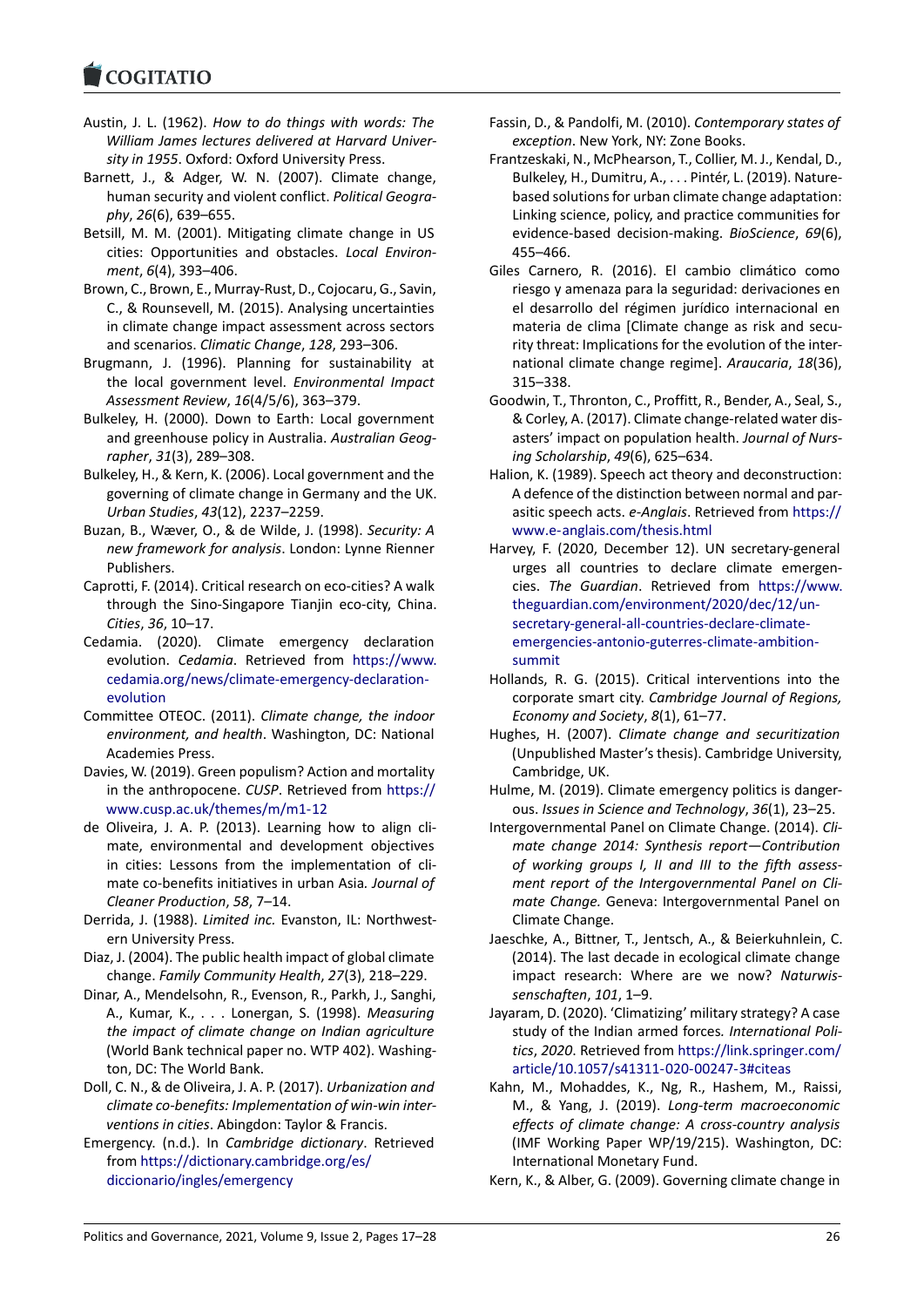Austin, J. L. (1962). *How to do things with words: The William James lectures delivered at Harvard University in 1955*. Oxford: Oxford University Press.

Barnett, J., & Adger, W. N. (2007). Climate change, human security and violent conflict. *Political Geography*, *26*(6), 639–655.

Betsill, M. M. (2001). Mitigating climate change in US cities: Opportunities and obstacles. *Local Environment*, *6*(4), 393–406.

Brown, C., Brown, E., Murray-Rust, D., Cojocaru, G., Savin, C., & Rounsevell, M. (2015). Analysing uncertainties in climate change impact assessment across sectors and scenarios. *Climatic Change*, *128*, 293–306.

Brugmann, J. (1996). Planning for sustainability at the local government level. *Environmental Impact Assessment Review*, *16*(4/5/6), 363–379.

Bulkeley, H. (2000). Down to Earth: Local government and greenhouse policy in Australia. *Australian Geographer*, *31*(3), 289–308.

Bulkeley, H., & Kern, K. (2006). Local government and the governing of climate change in Germany and the UK. *Urban Studies*, *43*(12), 2237–2259.

Buzan, B., Wæver, O., & de Wilde, J. (1998). *Security: A new framework for analysis*. London: Lynne Rienner Publishers.

Caprotti, F. (2014). Critical research on eco-cities? A walk through the Sino-Singapore Tianjin eco-city, China. *Cities*, *36*, 10–17.

Cedamia. (2020). Climate emergency declaration evolution. *Cedamia*. Retrieved from https://www.cedamia.org/news/climate-emergency-declaration-evolution

Committee OTEOC. (2011). *Climate change, the indoor environment, and health*. Washington, DC: National Academies Press.

Davies, W. (2019). Green populism? Action and mortality in the anthropocene. *CUSP*. Retrieved from https://www.cusp.ac.uk/themes/m/m1-12

de Oliveira, J. A. P. (2013). Learning how to align climate, environmental and development objectives in cities: Lessons from the implementation of climate co-benefits initiatives in urban Asia. *Journal of Cleaner Production*, *58*, 7–14.

Derrida, J. (1988). *Limited inc.* Evanston, IL: Northwestern University Press.

Diaz, J. (2004). The public health impact of global climate change. *Family Community Health*, *27*(3), 218–229.

Dinar, A., Mendelsohn, R., Evenson, R., Parkh, J., Sanghi, A., Kumar, K., . . . Lonergan, S. (1998). *Measuring the impact of climate change on Indian agriculture* (World Bank technical paper no. WTP 402). Washington, DC: The World Bank.

Doll, C. N., & de Oliveira, J. A. P. (2017). *Urbanization and climate co-benefits: Implementation of win-win interventions in cities*. Abingdon: Taylor & Francis.

Emergency. (n.d.). In *Cambridge dictionary*. Retrieved from https://dictionary.cambridge.org/es/diccionario/ingles/emergency

Fassin, D., & Pandolfi, M. (2010). *Contemporary states of exception*. New York, NY: Zone Books.

Frantzeskaki, N., McPhearson, T., Collier, M. J., Kendal, D., Bulkeley, H., Dumitru, A., . . . Pintér, L. (2019). Nature-based solutions for urban climate change adaptation: Linking science, policy, and practice communities for evidence-based decision-making. *BioScience*, *69*(6), 455–466.

Giles Carnero, R. (2016). El cambio climático como riesgo y amenaza para la seguridad: derivaciones en el desarrollo del régimen jurídico internacional en materia de clima [Climate change as risk and security threat: Implications for the evolution of the international climate change regime]. *Araucaria*, *18*(36), 315–338.

Goodwin, T., Thronton, C., Proffitt, R., Bender, A., Seal, S., & Corley, A. (2017). Climate change-related water disasters' impact on population health. *Journal of Nursing Scholarship*, *49*(6), 625–634.

Halion, K. (1989). Speech act theory and deconstruction: A defence of the distinction between normal and parasitic speech acts. *e-Anglais*. Retrieved from https://www.e-anglais.com/thesis.html

Harvey, F. (2020, December 12). UN secretary-general urges all countries to declare climate emergencies. *The Guardian*. Retrieved from https://www.theguardian.com/environment/2020/dec/12/un-secretary-general-all-countries-declare-climate-emergencies-antonio-guterres-climate-ambition-summit

Hollands, R. G. (2015). Critical interventions into the corporate smart city. *Cambridge Journal of Regions, Economy and Society*, *8*(1), 61–77.

Hughes, H. (2007). *Climate change and securitization* (Unpublished Master's thesis). Cambridge University, Cambridge, UK.

Hulme, M. (2019). Climate emergency politics is dangerous. *Issues in Science and Technology*, *36*(1), 23–25.

Intergovernmental Panel on Climate Change. (2014). *Climate change 2014: Synthesis report—Contribution of working groups I, II and III to the fifth assessment report of the Intergovernmental Panel on Climate Change.* Geneva: Intergovernmental Panel on Climate Change.

Jaeschke, A., Bittner, T., Jentsch, A., & Beierkuhnlein, C. (2014). The last decade in ecological climate change impact research: Where are we now? *Naturwissenschaften*, *101*, 1–9.

Jayaram, D. (2020). 'Climatizing' military strategy? A case study of the Indian armed forces. *International Politics*, *2020*. Retrieved from https://link.springer.com/article/10.1057/s41311-020-00247-3#citeas

Kahn, M., Mohaddes, K., Ng, R., Hashem, M., Raissi, M., & Yang, J. (2019). *Long-term macroeconomic effects of climate change: A cross-country analysis* (IMF Working Paper WP/19/215). Washington, DC: International Monetary Fund.

Kern, K., & Alber, G. (2009). Governing climate change in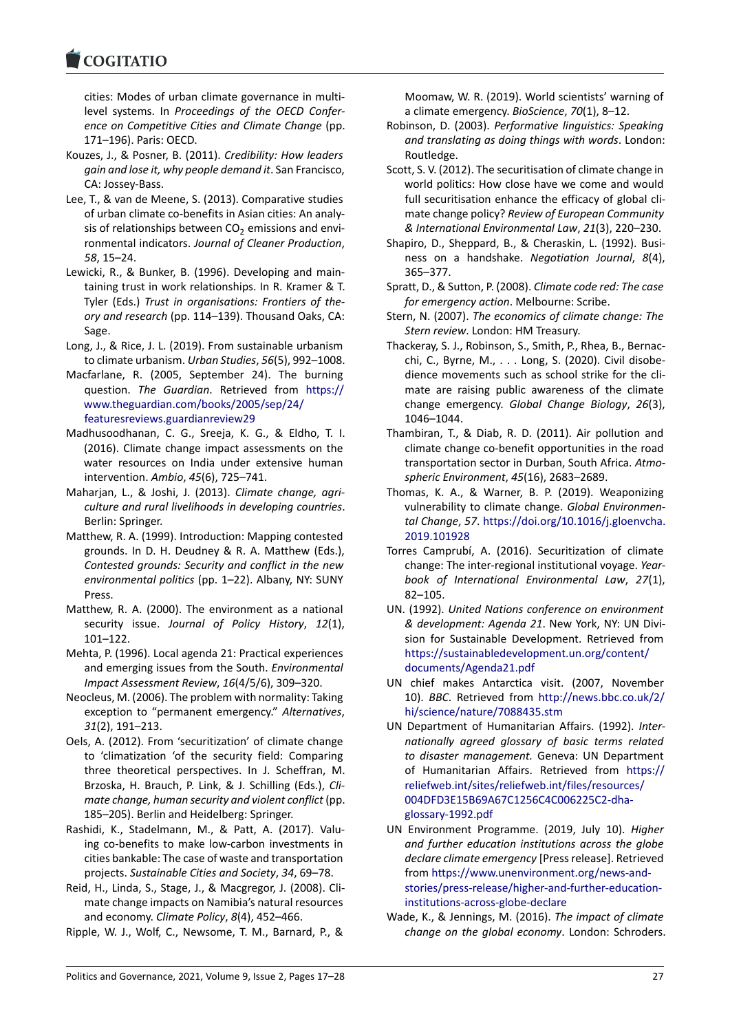cities: Modes of urban climate governance in multi-level systems. In *Proceedings of the OECD Conference on Competitive Cities and Climate Change* (pp. 171–196). Paris: OECD.

Kouzes, J., & Posner, B. (2011). *Credibility: How leaders gain and lose it, why people demand it*. San Francisco, CA: Jossey-Bass.

Lee, T., & van de Meene, S. (2013). Comparative studies of urban climate co-benefits in Asian cities: An analysis of relationships between $CO_2$ emissions and environmental indicators. *Journal of Cleaner Production*, *58*, 15–24.

Lewicki, R., & Bunker, B. (1996). Developing and maintaining trust in work relationships. In R. Kramer & T. Tyler (Eds.) *Trust in organisations: Frontiers of theory and research* (pp. 114–139). Thousand Oaks, CA: Sage.

Long, J., & Rice, J. L. (2019). From sustainable urbanism to climate urbanism. *Urban Studies*, *56*(5), 992–1008.

Macfarlane, R. (2005, September 24). The burning question. *The Guardian*. Retrieved from https://www.theguardian.com/books/2005/sep/24/featuresreviews.guardianreview29

Madhusoodhanan, C. G., Sreeja, K. G., & Eldho, T. I. (2016). Climate change impact assessments on the water resources on India under extensive human intervention. *Ambio*, *45*(6), 725–741.

Maharjan, L., & Joshi, J. (2013). *Climate change, agriculture and rural livelihoods in developing countries*. Berlin: Springer.

Matthew, R. A. (1999). Introduction: Mapping contested grounds. In D. H. Deudney & R. A. Matthew (Eds.), *Contested grounds: Security and conflict in the new environmental politics* (pp. 1–22). Albany, NY: SUNY Press.

Matthew, R. A. (2000). The environment as a national security issue. *Journal of Policy History*, *12*(1), 101–122.

Mehta, P. (1996). Local agenda 21: Practical experiences and emerging issues from the South. *Environmental Impact Assessment Review*, *16*(4/5/6), 309–320.

Neocleus, M. (2006). The problem with normality: Taking exception to "permanent emergency." *Alternatives*, *31*(2), 191–213.

Oels, A. (2012). From 'securitization' of climate change to 'climatization 'of the security field: Comparing three theoretical perspectives. In J. Scheffran, M. Brzoska, H. Brauch, P. Link, & J. Schilling (Eds.), *Climate change, human security and violent conflict* (pp. 185–205). Berlin and Heidelberg: Springer.

Rashidi, K., Stadelmann, M., & Patt, A. (2017). Valuing co-benefits to make low-carbon investments in cities bankable: The case of waste and transportation projects. *Sustainable Cities and Society*, *34*, 69–78.

Reid, H., Linda, S., Stage, J., & Macgregor, J. (2008). Climate change impacts on Namibia's natural resources and economy. *Climate Policy*, *8*(4), 452–466.

Ripple, W. J., Wolf, C., Newsome, T. M., Barnard, P., & Moomaw, W. R. (2019). World scientists' warning of a climate emergency. *BioScience*, *70*(1), 8–12.

Robinson, D. (2003). *Performative linguistics: Speaking and translating as doing things with words*. London: Routledge.

Scott, S. V. (2012). The securitisation of climate change in world politics: How close have we come and would full securitisation enhance the efficacy of global climate change policy? *Review of European Community & International Environmental Law*, *21*(3), 220–230.

Shapiro, D., Sheppard, B., & Cheraskin, L. (1992). Business on a handshake. *Negotiation Journal*, *8*(4), 365–377.

Spratt, D., & Sutton, P. (2008). *Climate code red: The case for emergency action*. Melbourne: Scribe.

Stern, N. (2007). *The economics of climate change: The Stern review*. London: HM Treasury.

Thackeray, S. J., Robinson, S., Smith, P., Rhea, B., Bernacchi, C., Byrne, M., . . . Long, S. (2020). Civil disobedience movements such as school strike for the climate are raising public awareness of the climate change emergency. *Global Change Biology*, *26*(3), 1046–1044.

Thambiran, T., & Diab, R. D. (2011). Air pollution and climate change co-benefit opportunities in the road transportation sector in Durban, South Africa. *Atmospheric Environment*, *45*(16), 2683–2689.

Thomas, K. A., & Warner, B. P. (2019). Weaponizing vulnerability to climate change. *Global Environmental Change*, *57*. https://doi.org/10.1016/j.gloenvcha.2019.101928

Torres Camprubí, A. (2016). Securitization of climate change: The inter-regional institutional voyage. *Yearbook of International Environmental Law*, *27*(1), 82–105.

UN. (1992). *United Nations conference on environment & development: Agenda 21*. New York, NY: UN Division for Sustainable Development. Retrieved from https://sustainabledevelopment.un.org/content/documents/Agenda21.pdf

UN chief makes Antarctica visit. (2007, November 10). *BBC*. Retrieved from http://news.bbc.co.uk/2/hi/science/nature/7088435.stm

UN Department of Humanitarian Affairs. (1992). *Internationally agreed glossary of basic terms related to disaster management.* Geneva: UN Department of Humanitarian Affairs. Retrieved from https://reliefweb.int/sites/reliefweb.int/files/resources/004DFD3E15B69A67C1256C4C006225C2-dha-glossary-1992.pdf

UN Environment Programme. (2019, July 10). *Higher and further education institutions across the globe declare climate emergency* [Press release]. Retrieved from https://www.unenvironment.org/news-and-stories/press-release/higher-and-further-education-institutions-across-globe-declare

Wade, K., & Jennings, M. (2016). *The impact of climate change on the global economy*. London: Schroders.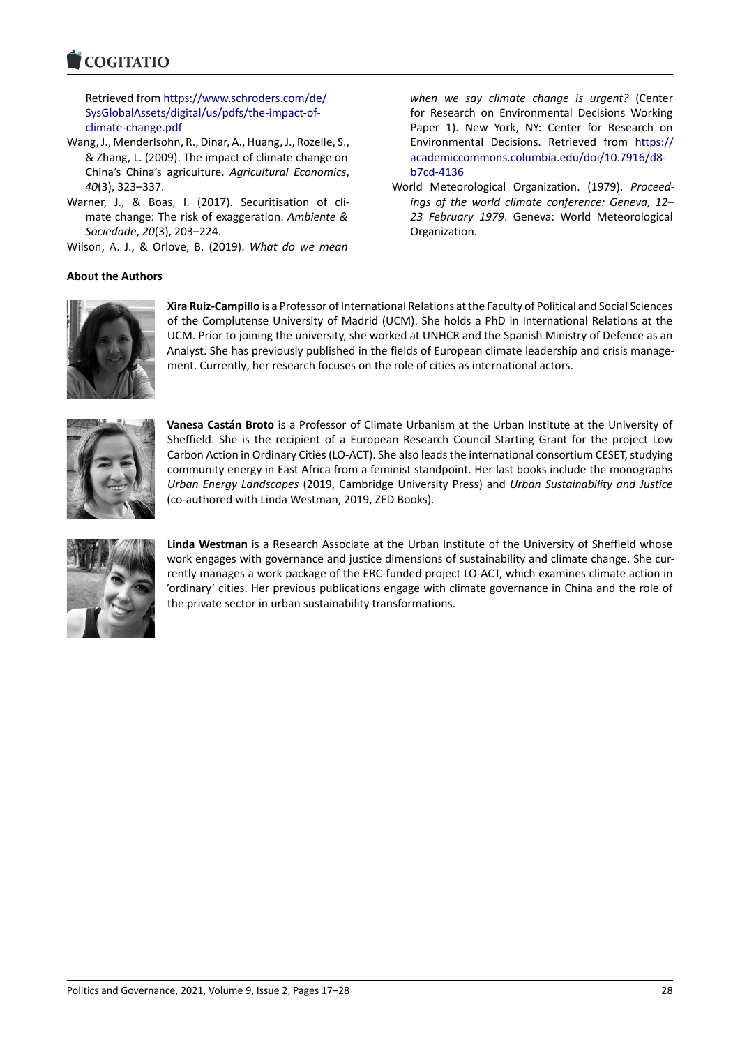Retrieved from https://www.schroders.com/de/SysGlobalAssets/digital/us/pdfs/the-impact-of-climate-change.pdf

Wang, J., Menderlsohn, R., Dinar, A., Huang, J., Rozelle, S., & Zhang, L. (2009). The impact of climate change on China's China's agriculture. *Agricultural Economics*, *40*(3), 323–337.

Warner, J., & Boas, I. (2017). Securitisation of climate change: The risk of exaggeration. *Ambiente & Sociedade*, *20*(3), 203–224.

Wilson, A. J., & Orlove, B. (2019). *What do we mean when we say climate change is urgent?* (Center for Research on Environmental Decisions Working Paper 1). New York, NY: Center for Research on Environmental Decisions. Retrieved from https://academiccommons.columbia.edu/doi/10.7916/d8-b7cd-4136

World Meteorological Organization. (1979). *Proceedings of the world climate conference: Geneva, 12–23 February 1979*. Geneva: World Meteorological Organization.

**About the Authors**

**Xira Ruiz-Campillo** is a Professor of International Relations at the Faculty of Political and Social Sciences of the Complutense University of Madrid (UCM). She holds a PhD in International Relations at the UCM. Prior to joining the university, she worked at UNHCR and the Spanish Ministry of Defence as an Analyst. She has previously published in the fields of European climate leadership and crisis management. Currently, her research focuses on the role of cities as international actors.

**Vanesa Castán Broto** is a Professor of Climate Urbanism at the Urban Institute at the University of Sheffield. She is the recipient of a European Research Council Starting Grant for the project Low Carbon Action in Ordinary Cities (LO-ACT). She also leads the international consortium CESET, studying community energy in East Africa from a feminist standpoint. Her last books include the monographs *Urban Energy Landscapes* (2019, Cambridge University Press) and *Urban Sustainability and Justice* (co-authored with Linda Westman, 2019, ZED Books).

**Linda Westman** is a Research Associate at the Urban Institute of the University of Sheffield whose work engages with governance and justice dimensions of sustainability and climate change. She currently manages a work package of the ERC-funded project LO-ACT, which examines climate action in 'ordinary' cities. Her previous publications engage with climate governance in China and the role of the private sector in urban sustainability transformations.